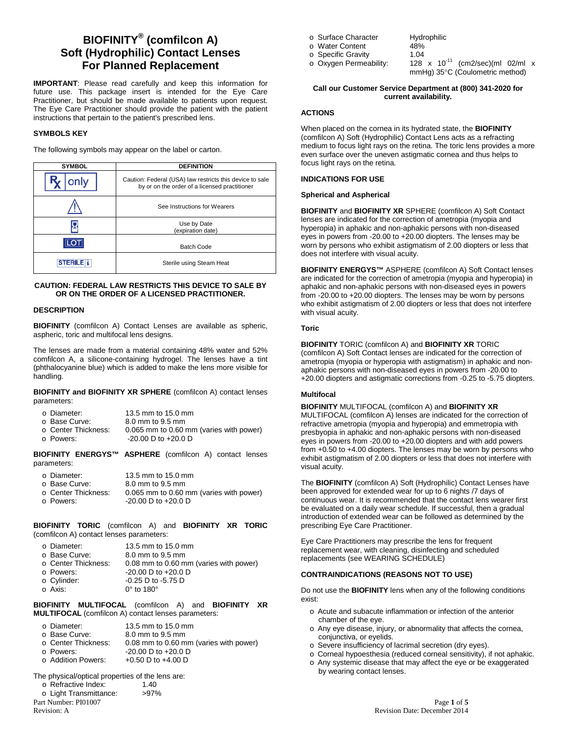# BIOFINITY® (comfilcon A) Soft (Hydrophilic) Contact Lenses For Planned Replacement

**IMPORTANT**: Please read carefully and keep this information for future use. This package insert is intended for the Eye Care Practitioner, but should be made available to patients upon request. The Eye Care Practitioner should provide the patient with the patient instructions that pertain to the patient's prescribed lens.

## SYMBOLS KEY

The following symbols may appear on the label or carton.

| SYMBOL | DEFINITION |
|---|---|
| Rx only | Caution: Federal (USA) law restricts this device to sale by or on the order of a licensed practitioner |
| ⚠ | See Instructions for Wearers |
| ⧗ | Use by Date (expiration date) |
| LOT | Batch Code |
| STERILE | Sterile using Steam Heat |

**CAUTION: FEDERAL LAW RESTRICTS THIS DEVICE TO SALE BY OR ON THE ORDER OF A LICENSED PRACTITIONER.**

## DESCRIPTION

**BIOFINITY** (comfilcon A) Contact Lenses are available as spheric, aspheric, toric and multifocal lens designs.

The lenses are made from a material containing 48% water and 52% comfilcon A, a silicone-containing hydrogel. The lenses have a tint (phthalocyanine blue) which is added to make the lens more visible for handling.

**BIOFINITY and BIOFINITY XR SPHERE** (comfilcon A) contact lenses parameters:

- Diameter: 13.5 mm to 15.0 mm
- Base Curve: 8.0 mm to 9.5 mm
- Center Thickness: 0.065 mm to 0.60 mm (varies with power)
- Powers: -20.00 D to +20.0 D

**BIOFINITY ENERGYS™ ASPHERE** (comfilcon A) contact lenses parameters:

- Diameter: 13.5 mm to 15.0 mm
- Base Curve: 8.0 mm to 9.5 mm
- Center Thickness: 0.065 mm to 0.60 mm (varies with power)
- Powers: -20.00 D to +20.0 D

**BIOFINITY TORIC** (comfilcon A) and **BIOFINITY XR TORIC** (comfilcon A) contact lenses parameters:

- Diameter: 13.5 mm to 15.0 mm
- Base Curve: 8.0 mm to 9.5 mm
- Center Thickness: 0.08 mm to 0.60 mm (varies with power)
- Powers: -20.00 D to +20.0 D
- Cylinder: -0.25 D to -5.75 D
- Axis: 0° to 180°

**BIOFINITY MULTIFOCAL** (comfilcon A) and **BIOFINITY XR MULTIFOCAL** (comfilcon A) contact lenses parameters:

- Diameter: 13.5 mm to 15.0 mm
- Base Curve: 8.0 mm to 9.5 mm
- Center Thickness: 0.08 mm to 0.60 mm (varies with power)
- Powers: -20.00 D to +20.0 D
- Addition Powers: +0.50 D to +4.00 D

The physical/optical properties of the lens are:

- Refractive Index: 1.40
- Light Transmittance: >97%
- Surface Character: Hydrophilic
- Water Content: 48%
- Specific Gravity: 1.04
- Oxygen Permeability: $128 \times 10^{-11}$ (cm2/sec)(ml 02/ml x mmHg) 35°C (Coulometric method)

**Call our Customer Service Department at (800) 341-2020 for current availability.**

## ACTIONS

When placed on the cornea in its hydrated state, the **BIOFINITY** (comfilcon A) Soft (Hydrophilic) Contact Lens acts as a refracting medium to focus light rays on the retina. The toric lens provides a more even surface over the uneven astigmatic cornea and thus helps to focus light rays on the retina.

## INDICATIONS FOR USE

### Spherical and Aspherical

**BIOFINITY** and **BIOFINITY XR** SPHERE (comfilcon A) Soft Contact lenses are indicated for the correction of ametropia (myopia and hyperopia) in aphakic and non-aphakic persons with non-diseased eyes in powers from -20.00 to +20.00 diopters. The lenses may be worn by persons who exhibit astigmatism of 2.00 diopters or less that does not interfere with visual acuity.

**BIOFINITY ENERGYS™** ASPHERE (comfilcon A) Soft Contact lenses are indicated for the correction of ametropia (myopia and hyperopia) in aphakic and non-aphakic persons with non-diseased eyes in powers from -20.00 to +20.00 diopters. The lenses may be worn by persons who exhibit astigmatism of 2.00 diopters or less that does not interfere with visual acuity.

### Toric

**BIOFINITY** TORIC (comfilcon A) and **BIOFINITY XR** TORIC (comfilcon A) Soft Contact lenses are indicated for the correction of ametropia (myopia or hyperopia with astigmatism) in aphakic and non-aphakic persons with non-diseased eyes in powers from -20.00 to +20.00 diopters and astigmatic corrections from -0.25 to -5.75 diopters.

### Multifocal

**BIOFINITY** MULTIFOCAL (comfilcon A) and **BIOFINITY XR** MULTIFOCAL (comfilcon A) lenses are indicated for the correction of refractive ametropia (myopia and hyperopia) and emmetropia with presbyopia in aphakic and non-aphakic persons with non-diseased eyes in powers from -20.00 to +20.00 diopters and with add powers from +0.50 to +4.00 diopters. The lenses may be worn by persons who exhibit astigmatism of 2.00 diopters or less that does not interfere with visual acuity.

The **BIOFINITY** (comfilcon A) Soft (Hydrophilic) Contact Lenses have been approved for extended wear for up to 6 nights /7 days of continuous wear. It is recommended that the contact lens wearer first be evaluated on a daily wear schedule. If successful, then a gradual introduction of extended wear can be followed as determined by the prescribing Eye Care Practitioner.

Eye Care Practitioners may prescribe the lens for frequent replacement wear, with cleaning, disinfecting and scheduled replacements (see WEARING SCHEDULE)

## CONTRAINDICATIONS (REASONS NOT TO USE)

Do not use the **BIOFINITY** lens when any of the following conditions exist:

- Acute and subacute inflammation or infection of the anterior chamber of the eye.
- Any eye disease, injury, or abnormality that affects the cornea, conjunctiva, or eyelids.
- Severe insufficiency of lacrimal secretion (dry eyes).
- Corneal hypoesthesia (reduced corneal sensitivity), if not aphakic.
- Any systemic disease that may affect the eye or be exaggerated by wearing contact lenses.

Part Number: PI01007
Revision: A

Revision Date: December 2014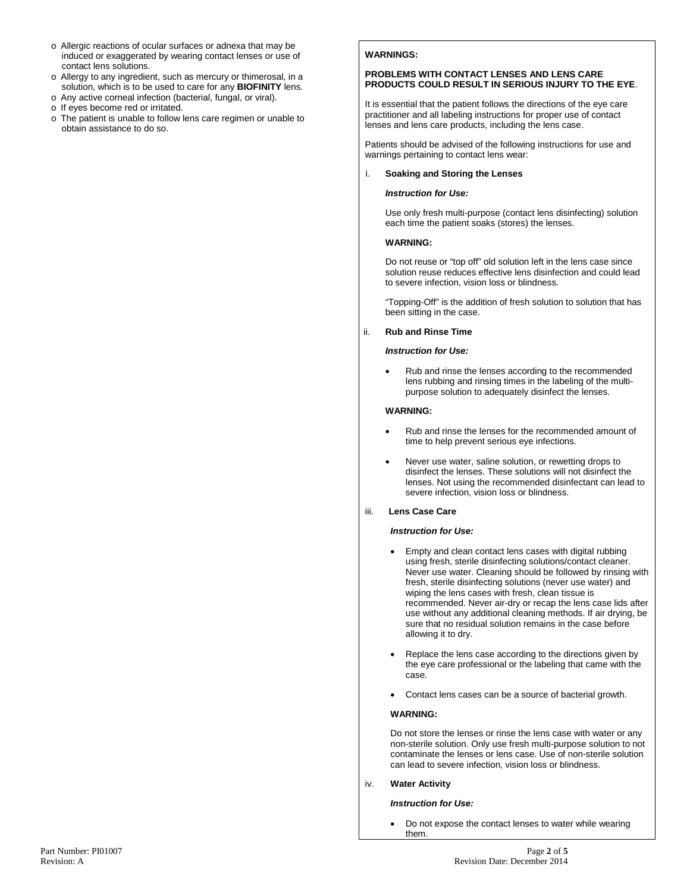- Allergic reactions of ocular surfaces or adnexa that may be induced or exaggerated by wearing contact lenses or use of contact lens solutions.
- Allergy to any ingredient, such as mercury or thimerosal, in a solution, which is to be used to care for any **BIOFINITY** lens.
- Any active corneal infection (bacterial, fungal, or viral).
- If eyes become red or irritated.
- The patient is unable to follow lens care regimen or unable to obtain assistance to do so.

**WARNINGS:**

**PROBLEMS WITH CONTACT LENSES AND LENS CARE PRODUCTS COULD RESULT IN SERIOUS INJURY TO THE EYE**.

It is essential that the patient follows the directions of the eye care practitioner and all labeling instructions for proper use of contact lenses and lens care products, including the lens case.

Patients should be advised of the following instructions for use and warnings pertaining to contact lens wear:

i. **Soaking and Storing the Lenses**

***Instruction for Use:***

Use only fresh multi-purpose (contact lens disinfecting) solution each time the patient soaks (stores) the lenses.

**WARNING:**

Do not reuse or "top off" old solution left in the lens case since solution reuse reduces effective lens disinfection and could lead to severe infection, vision loss or blindness.

"Topping-Off" is the addition of fresh solution to solution that has been sitting in the case.

ii. **Rub and Rinse Time**

***Instruction for Use:***

- Rub and rinse the lenses according to the recommended lens rubbing and rinsing times in the labeling of the multi-purpose solution to adequately disinfect the lenses.

**WARNING:**

- Rub and rinse the lenses for the recommended amount of time to help prevent serious eye infections.
- Never use water, saline solution, or rewetting drops to disinfect the lenses. These solutions will not disinfect the lenses. Not using the recommended disinfectant can lead to severe infection, vision loss or blindness.

iii. **Lens Case Care**

***Instruction for Use:***

- Empty and clean contact lens cases with digital rubbing using fresh, sterile disinfecting solutions/contact cleaner. Never use water. Cleaning should be followed by rinsing with fresh, sterile disinfecting solutions (never use water) and wiping the lens cases with fresh, clean tissue is recommended. Never air-dry or recap the lens case lids after use without any additional cleaning methods. If air drying, be sure that no residual solution remains in the case before allowing it to dry.
- Replace the lens case according to the directions given by the eye care professional or the labeling that came with the case.
- Contact lens cases can be a source of bacterial growth.

**WARNING:**

Do not store the lenses or rinse the lens case with water or any non-sterile solution. Only use fresh multi-purpose solution to not contaminate the lenses or lens case. Use of non-sterile solution can lead to severe infection, vision loss or blindness.

iv. **Water Activity**

***Instruction for Use:***

- Do not expose the contact lenses to water while wearing them.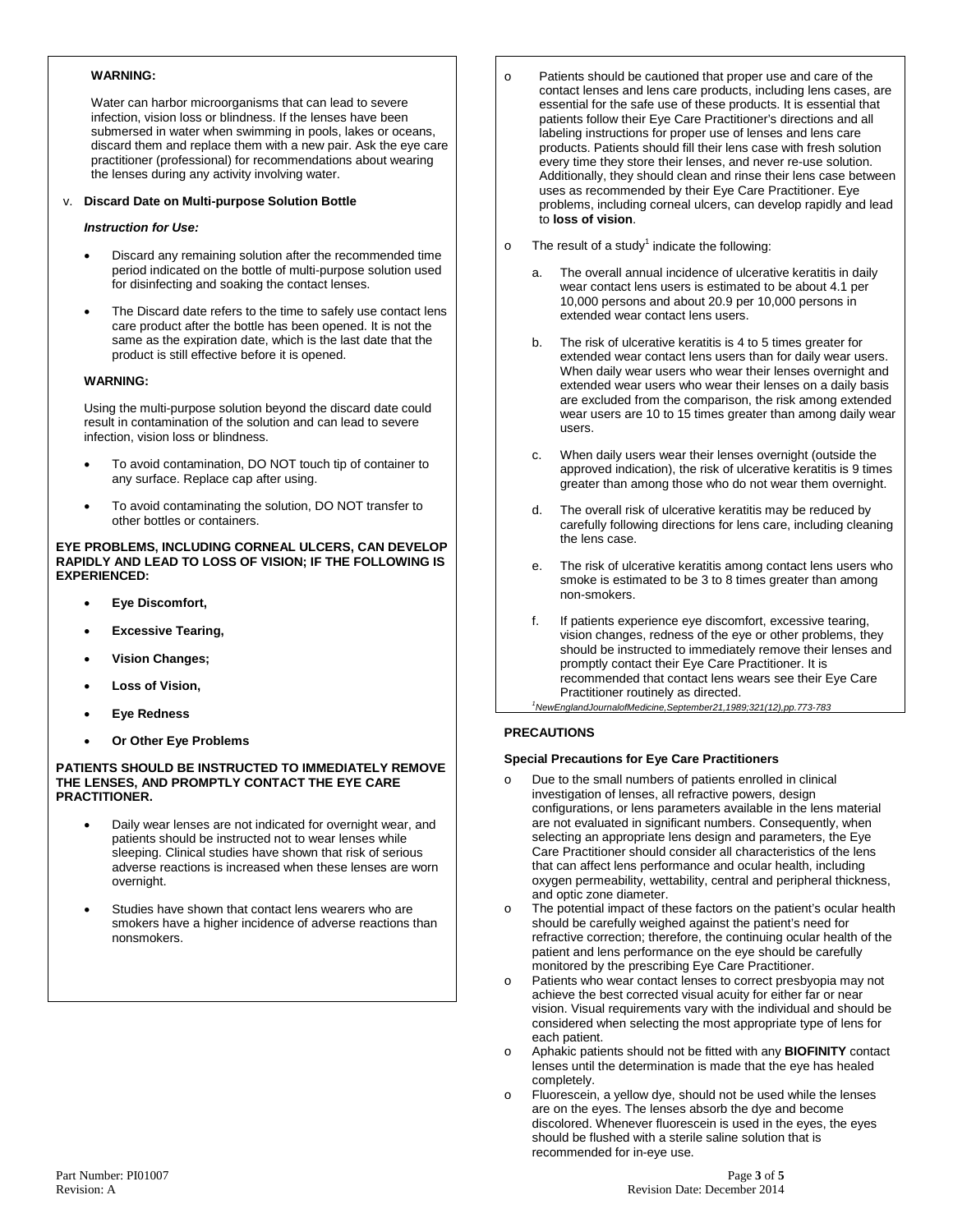**WARNING:**

Water can harbor microorganisms that can lead to severe infection, vision loss or blindness. If the lenses have been submersed in water when swimming in pools, lakes or oceans, discard them and replace them with a new pair. Ask the eye care practitioner (professional) for recommendations about wearing the lenses during any activity involving water.

v. **Discard Date on Multi-purpose Solution Bottle**

***Instruction for Use:***

- Discard any remaining solution after the recommended time period indicated on the bottle of multi-purpose solution used for disinfecting and soaking the contact lenses.
- The Discard date refers to the time to safely use contact lens care product after the bottle has been opened. It is not the same as the expiration date, which is the last date that the product is still effective before it is opened.

**WARNING:**

Using the multi-purpose solution beyond the discard date could result in contamination of the solution and can lead to severe infection, vision loss or blindness.

- To avoid contamination, DO NOT touch tip of container to any surface. Replace cap after using.
- To avoid contaminating the solution, DO NOT transfer to other bottles or containers.

**EYE PROBLEMS, INCLUDING CORNEAL ULCERS, CAN DEVELOP RAPIDLY AND LEAD TO LOSS OF VISION; IF THE FOLLOWING IS EXPERIENCED:**

- **Eye Discomfort,**
- **Excessive Tearing,**
- **Vision Changes;**
- **Loss of Vision,**
- **Eye Redness**
- **Or Other Eye Problems**

**PATIENTS SHOULD BE INSTRUCTED TO IMMEDIATELY REMOVE THE LENSES, AND PROMPTLY CONTACT THE EYE CARE PRACTITIONER.**

- Daily wear lenses are not indicated for overnight wear, and patients should be instructed not to wear lenses while sleeping. Clinical studies have shown that risk of serious adverse reactions is increased when these lenses are worn overnight.
- Studies have shown that contact lens wearers who are smokers have a higher incidence of adverse reactions than nonsmokers.

- Patients should be cautioned that proper use and care of the contact lenses and lens care products, including lens cases, are essential for the safe use of these products. It is essential that patients follow their Eye Care Practitioner's directions and all labeling instructions for proper use of lenses and lens care products. Patients should fill their lens case with fresh solution every time they store their lenses, and never re-use solution. Additionally, they should clean and rinse their lens case between uses as recommended by their Eye Care Practitioner. Eye problems, including corneal ulcers, can develop rapidly and lead to **loss of vision**.
- The result of a study[1] indicate the following:
  a. The overall annual incidence of ulcerative keratitis in daily wear contact lens users is estimated to be about 4.1 per 10,000 persons and about 20.9 per 10,000 persons in extended wear contact lens users.
  b. The risk of ulcerative keratitis is 4 to 5 times greater for extended wear contact lens users than for daily wear users. When daily wear users who wear their lenses overnight and extended wear users who wear their lenses on a daily basis are excluded from the comparison, the risk among extended wear users are 10 to 15 times greater than among daily wear users.
  c. When daily users wear their lenses overnight (outside the approved indication), the risk of ulcerative keratitis is 9 times greater than among those who do not wear them overnight.
  d. The overall risk of ulcerative keratitis may be reduced by carefully following directions for lens care, including cleaning the lens case.
  e. The risk of ulcerative keratitis among contact lens users who smoke is estimated to be 3 to 8 times greater than among non-smokers.
  f. If patients experience eye discomfort, excessive tearing, vision changes, redness of the eye or other problems, they should be instructed to immediately remove their lenses and promptly contact their Eye Care Practitioner. It is recommended that contact lens wears see their Eye Care Practitioner routinely as directed.

*[1]NewEnglandJournalofMedicine,September21,1989;321(12),pp.773-783*

## PRECAUTIONS

### Special Precautions for Eye Care Practitioners

- Due to the small numbers of patients enrolled in clinical investigation of lenses, all refractive powers, design configurations, or lens parameters available in the lens material are not evaluated in significant numbers. Consequently, when selecting an appropriate lens design and parameters, the Eye Care Practitioner should consider all characteristics of the lens that can affect lens performance and ocular health, including oxygen permeability, wettability, central and peripheral thickness, and optic zone diameter.
- The potential impact of these factors on the patient's ocular health should be carefully weighed against the patient's need for refractive correction; therefore, the continuing ocular health of the patient and lens performance on the eye should be carefully monitored by the prescribing Eye Care Practitioner.
- Patients who wear contact lenses to correct presbyopia may not achieve the best corrected visual acuity for either far or near vision. Visual requirements vary with the individual and should be considered when selecting the most appropriate type of lens for each patient.
- Aphakic patients should not be fitted with any **BIOFINITY** contact lenses until the determination is made that the eye has healed completely.
- Fluorescein, a yellow dye, should not be used while the lenses are on the eyes. The lenses absorb the dye and become discolored. Whenever fluorescein is used in the eyes, the eyes should be flushed with a sterile saline solution that is recommended for in-eye use.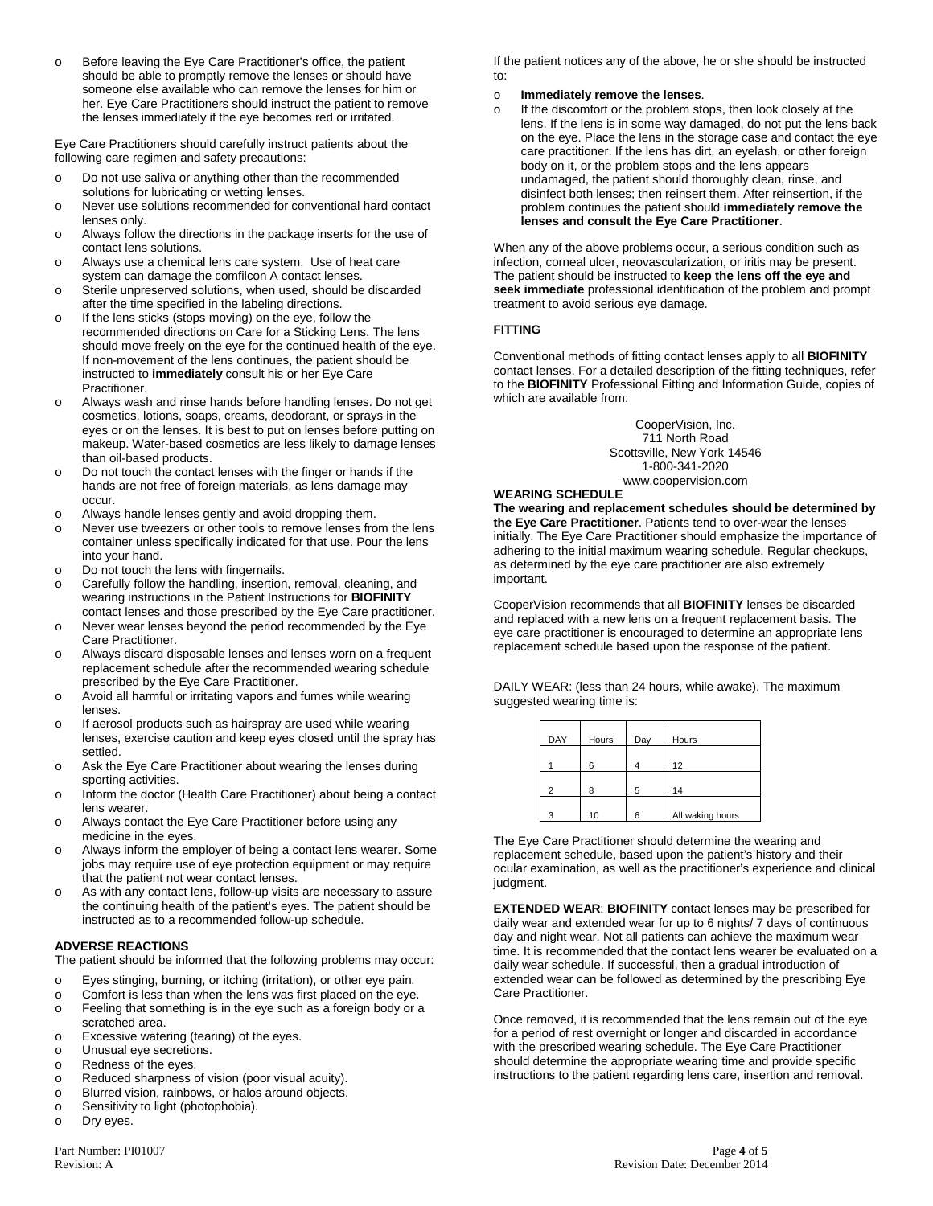- Before leaving the Eye Care Practitioner's office, the patient should be able to promptly remove the lenses or should have someone else available who can remove the lenses for him or her. Eye Care Practitioners should instruct the patient to remove the lenses immediately if the eye becomes red or irritated.

Eye Care Practitioners should carefully instruct patients about the following care regimen and safety precautions:

- Do not use saliva or anything other than the recommended solutions for lubricating or wetting lenses.
- Never use solutions recommended for conventional hard contact lenses only.
- Always follow the directions in the package inserts for the use of contact lens solutions.
- Always use a chemical lens care system. Use of heat care system can damage the comfilcon A contact lenses.
- Sterile unpreserved solutions, when used, should be discarded after the time specified in the labeling directions.
- If the lens sticks (stops moving) on the eye, follow the recommended directions on Care for a Sticking Lens. The lens should move freely on the eye for the continued health of the eye. If non-movement of the lens continues, the patient should be instructed to **immediately** consult his or her Eye Care Practitioner.
- Always wash and rinse hands before handling lenses. Do not get cosmetics, lotions, soaps, creams, deodorant, or sprays in the eyes or on the lenses. It is best to put on lenses before putting on makeup. Water-based cosmetics are less likely to damage lenses than oil-based products.
- Do not touch the contact lenses with the finger or hands if the hands are not free of foreign materials, as lens damage may occur.
- Always handle lenses gently and avoid dropping them.
- Never use tweezers or other tools to remove lenses from the lens container unless specifically indicated for that use. Pour the lens into your hand.
- Do not touch the lens with fingernails.
- Carefully follow the handling, insertion, removal, cleaning, and wearing instructions in the Patient Instructions for **BIOFINITY** contact lenses and those prescribed by the Eye Care practitioner.
- Never wear lenses beyond the period recommended by the Eye Care Practitioner.
- Always discard disposable lenses and lenses worn on a frequent replacement schedule after the recommended wearing schedule prescribed by the Eye Care Practitioner.
- Avoid all harmful or irritating vapors and fumes while wearing lenses.
- If aerosol products such as hairspray are used while wearing lenses, exercise caution and keep eyes closed until the spray has settled.
- Ask the Eye Care Practitioner about wearing the lenses during sporting activities.
- Inform the doctor (Health Care Practitioner) about being a contact lens wearer.
- Always contact the Eye Care Practitioner before using any medicine in the eyes.
- Always inform the employer of being a contact lens wearer. Some jobs may require use of eye protection equipment or may require that the patient not wear contact lenses.
- As with any contact lens, follow-up visits are necessary to assure the continuing health of the patient's eyes. The patient should be instructed as to a recommended follow-up schedule.

## ADVERSE REACTIONS

The patient should be informed that the following problems may occur:

- Eyes stinging, burning, or itching (irritation), or other eye pain.
- Comfort is less than when the lens was first placed on the eye.
- Feeling that something is in the eye such as a foreign body or a scratched area.
- Excessive watering (tearing) of the eyes.
- Unusual eye secretions.
- Redness of the eyes.
- Reduced sharpness of vision (poor visual acuity).
- Blurred vision, rainbows, or halos around objects.
- Sensitivity to light (photophobia).
- Dry eyes.

If the patient notices any of the above, he or she should be instructed to:

- **Immediately remove the lenses**.
- If the discomfort or the problem stops, then look closely at the lens. If the lens is in some way damaged, do not put the lens back on the eye. Place the lens in the storage case and contact the eye care practitioner. If the lens has dirt, an eyelash, or other foreign body on it, or the problem stops and the lens appears undamaged, the patient should thoroughly clean, rinse, and disinfect both lenses; then reinsert them. After reinsertion, if the problem continues the patient should **immediately remove the lenses and consult the Eye Care Practitioner**.

When any of the above problems occur, a serious condition such as infection, corneal ulcer, neovascularization, or iritis may be present. The patient should be instructed to **keep the lens off the eye and seek immediate** professional identification of the problem and prompt treatment to avoid serious eye damage.

## FITTING

Conventional methods of fitting contact lenses apply to all **BIOFINITY** contact lenses. For a detailed description of the fitting techniques, refer to the **BIOFINITY** Professional Fitting and Information Guide, copies of which are available from:

CooperVision, Inc.
711 North Road
Scottsville, New York 14546
1-800-341-2020
www.coopervision.com

## WEARING SCHEDULE

**The wearing and replacement schedules should be determined by the Eye Care Practitioner**. Patients tend to over-wear the lenses initially. The Eye Care Practitioner should emphasize the importance of adhering to the initial maximum wearing schedule. Regular checkups, as determined by the eye care practitioner are also extremely important.

CooperVision recommends that all **BIOFINITY** lenses be discarded and replaced with a new lens on a frequent replacement basis. The eye care practitioner is encouraged to determine an appropriate lens replacement schedule based upon the response of the patient.

DAILY WEAR: (less than 24 hours, while awake). The maximum suggested wearing time is:

| DAY | Hours | Day | Hours |
|---|---|---|---|
| 1 | 6 | 4 | 12 |
| 2 | 8 | 5 | 14 |
| 3 | 10 | 6 | All waking hours |

The Eye Care Practitioner should determine the wearing and replacement schedule, based upon the patient's history and their ocular examination, as well as the practitioner's experience and clinical judgment.

**EXTENDED WEAR**: **BIOFINITY** contact lenses may be prescribed for daily wear and extended wear for up to 6 nights/ 7 days of continuous day and night wear. Not all patients can achieve the maximum wear time. It is recommended that the contact lens wearer be evaluated on a daily wear schedule. If successful, then a gradual introduction of extended wear can be followed as determined by the prescribing Eye Care Practitioner.

Once removed, it is recommended that the lens remain out of the eye for a period of rest overnight or longer and discarded in accordance with the prescribed wearing schedule. The Eye Care Practitioner should determine the appropriate wearing time and provide specific instructions to the patient regarding lens care, insertion and removal.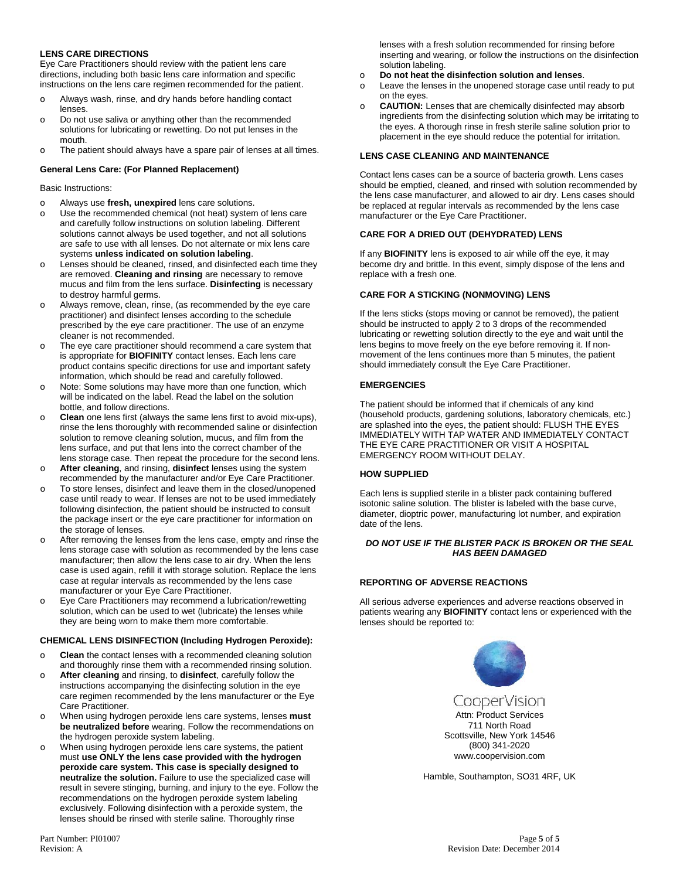### LENS CARE DIRECTIONS

Eye Care Practitioners should review with the patient lens care directions, including both basic lens care information and specific instructions on the lens care regimen recommended for the patient.

- Always wash, rinse, and dry hands before handling contact lenses.
- Do not use saliva or anything other than the recommended solutions for lubricating or rewetting. Do not put lenses in the mouth.
- The patient should always have a spare pair of lenses at all times.

#### General Lens Care: (For Planned Replacement)

Basic Instructions:

- Always use **fresh, unexpired** lens care solutions.
- Use the recommended chemical (not heat) system of lens care and carefully follow instructions on solution labeling. Different solutions cannot always be used together, and not all solutions are safe to use with all lenses. Do not alternate or mix lens care systems **unless indicated on solution labeling**.
- Lenses should be cleaned, rinsed, and disinfected each time they are removed. **Cleaning and rinsing** are necessary to remove mucus and film from the lens surface. **Disinfecting** is necessary to destroy harmful germs.
- Always remove, clean, rinse, (as recommended by the eye care practitioner) and disinfect lenses according to the schedule prescribed by the eye care practitioner. The use of an enzyme cleaner is not recommended.
- The eye care practitioner should recommend a care system that is appropriate for **BIOFINITY** contact lenses. Each lens care product contains specific directions for use and important safety information, which should be read and carefully followed.
- Note: Some solutions may have more than one function, which will be indicated on the label. Read the label on the solution bottle, and follow directions.
- **Clean** one lens first (always the same lens first to avoid mix-ups), rinse the lens thoroughly with recommended saline or disinfection solution to remove cleaning solution, mucus, and film from the lens surface, and put that lens into the correct chamber of the lens storage case. Then repeat the procedure for the second lens.
- **After cleaning**, and rinsing, **disinfect** lenses using the system recommended by the manufacturer and/or Eye Care Practitioner.
- To store lenses, disinfect and leave them in the closed/unopened case until ready to wear. If lenses are not to be used immediately following disinfection, the patient should be instructed to consult the package insert or the eye care practitioner for information on the storage of lenses.
- After removing the lenses from the lens case, empty and rinse the lens storage case with solution as recommended by the lens case manufacturer; then allow the lens case to air dry. When the lens case is used again, refill it with storage solution. Replace the lens case at regular intervals as recommended by the lens case manufacturer or your Eye Care Practitioner.
- Eye Care Practitioners may recommend a lubrication/rewetting solution, which can be used to wet (lubricate) the lenses while they are being worn to make them more comfortable.

#### CHEMICAL LENS DISINFECTION (Including Hydrogen Peroxide):

- **Clean** the contact lenses with a recommended cleaning solution and thoroughly rinse them with a recommended rinsing solution.
- **After cleaning** and rinsing, to **disinfect**, carefully follow the instructions accompanying the disinfecting solution in the eye care regimen recommended by the lens manufacturer or the Eye Care Practitioner.
- When using hydrogen peroxide lens care systems, lenses **must be neutralized before** wearing. Follow the recommendations on the hydrogen peroxide system labeling.
- When using hydrogen peroxide lens care systems, the patient must **use ONLY the lens case provided with the hydrogen peroxide care system. This case is specially designed to neutralize the solution.** Failure to use the specialized case will result in severe stinging, burning, and injury to the eye. Follow the recommendations on the hydrogen peroxide system labeling exclusively. Following disinfection with a peroxide system, the lenses should be rinsed with sterile saline. Thoroughly rinse lenses with a fresh solution recommended for rinsing before inserting and wearing, or follow the instructions on the disinfection solution labeling.
- **Do not heat the disinfection solution and lenses**.
- Leave the lenses in the unopened storage case until ready to put on the eyes.
- **CAUTION:** Lenses that are chemically disinfected may absorb ingredients from the disinfecting solution which may be irritating to the eyes. A thorough rinse in fresh sterile saline solution prior to placement in the eye should reduce the potential for irritation.

### LENS CASE CLEANING AND MAINTENANCE

Contact lens cases can be a source of bacteria growth. Lens cases should be emptied, cleaned, and rinsed with solution recommended by the lens case manufacturer, and allowed to air dry. Lens cases should be replaced at regular intervals as recommended by the lens case manufacturer or the Eye Care Practitioner.

### CARE FOR A DRIED OUT (DEHYDRATED) LENS

If any **BIOFINITY** lens is exposed to air while off the eye, it may become dry and brittle. In this event, simply dispose of the lens and replace with a fresh one.

### CARE FOR A STICKING (NONMOVING) LENS

If the lens sticks (stops moving or cannot be removed), the patient should be instructed to apply 2 to 3 drops of the recommended lubricating or rewetting solution directly to the eye and wait until the lens begins to move freely on the eye before removing it. If non-movement of the lens continues more than 5 minutes, the patient should immediately consult the Eye Care Practitioner.

### EMERGENCIES

The patient should be informed that if chemicals of any kind (household products, gardening solutions, laboratory chemicals, etc.) are splashed into the eyes, the patient should: FLUSH THE EYES IMMEDIATELY WITH TAP WATER AND IMMEDIATELY CONTACT THE EYE CARE PRACTITIONER OR VISIT A HOSPITAL EMERGENCY ROOM WITHOUT DELAY.

### HOW SUPPLIED

Each lens is supplied sterile in a blister pack containing buffered isotonic saline solution. The blister is labeled with the base curve, diameter, dioptric power, manufacturing lot number, and expiration date of the lens.

***DO NOT USE IF THE BLISTER PACK IS BROKEN OR THE SEAL HAS BEEN DAMAGED***

### REPORTING OF ADVERSE REACTIONS

All serious adverse experiences and adverse reactions observed in patients wearing any **BIOFINITY** contact lens or experienced with the lenses should be reported to:

CooperVision
Attn: Product Services
711 North Road
Scottsville, New York 14546
(800) 341-2020
www.coopervision.com

Hamble, Southampton, SO31 4RF, UK

Part Number: PI01007
Revision: A
Revision Date: December 2014